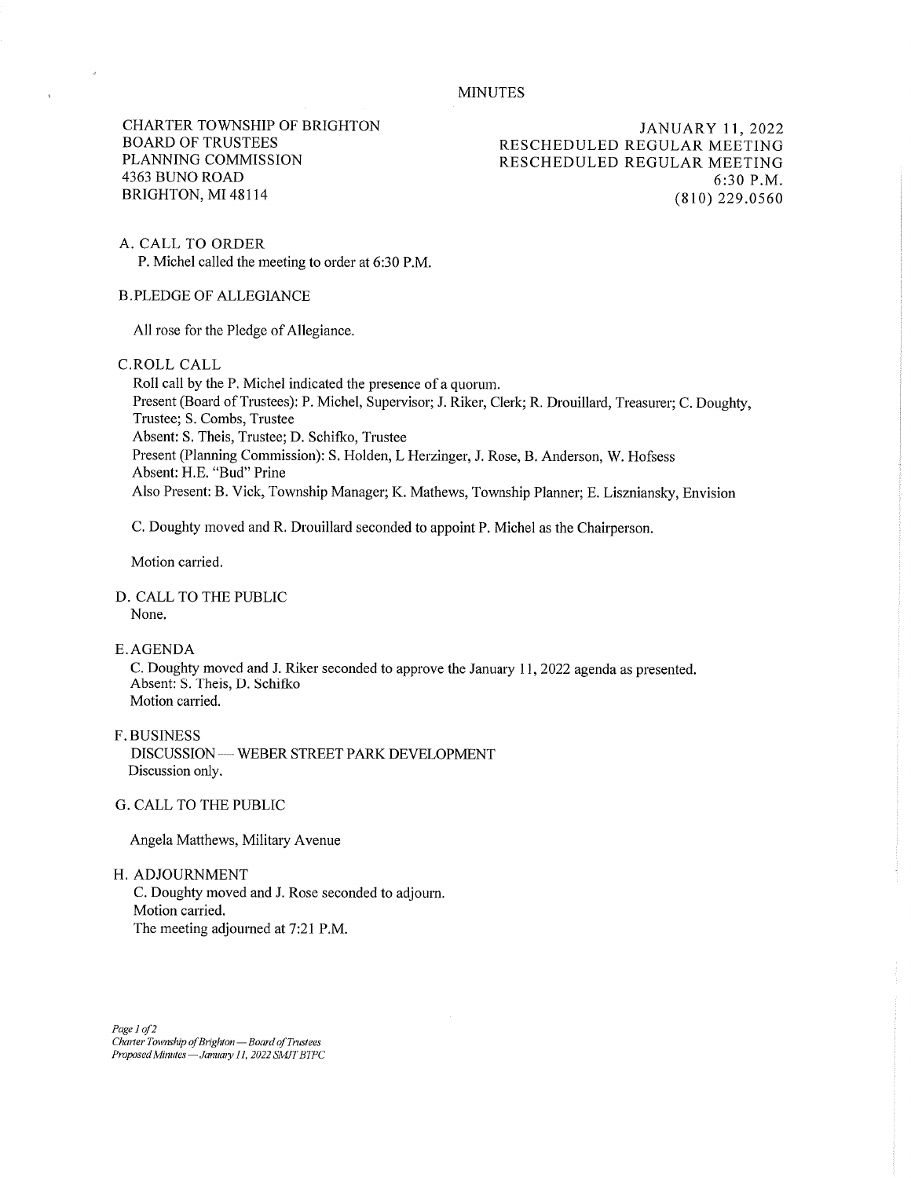MINUTES

CHARTER TOWNSHIP OF BRIGHTON
BOARD OF TRUSTEES
PLANNING COMMISSION
4363 BUNO ROAD
BRIGHTON, MI 48114

JANUARY 11, 2022
RESCHEDULED REGULAR MEETING
RESCHEDULED REGULAR MEETING
6:30 P.M.
(810) 229.0560

## A. CALL TO ORDER

P. Michel called the meeting to order at 6:30 P.M.

## B. PLEDGE OF ALLEGIANCE

All rose for the Pledge of Allegiance.

## C. ROLL CALL

Roll call by the P. Michel indicated the presence of a quorum.
Present (Board of Trustees): P. Michel, Supervisor; J. Riker, Clerk; R. Drouillard, Treasurer; C. Doughty, Trustee; S. Combs, Trustee
Absent: S. Theis, Trustee; D. Schifko, Trustee
Present (Planning Commission): S. Holden, L Herzinger, J. Rose, B. Anderson, W. Hofsess
Absent: H.E. "Bud" Prine
Also Present: B. Vick, Township Manager; K. Mathews, Township Planner; E. Liszniansky, Envision

C. Doughty moved and R. Drouillard seconded to appoint P. Michel as the Chairperson.

Motion carried.

## D. CALL TO THE PUBLIC

None.

## E. AGENDA

C. Doughty moved and J. Riker seconded to approve the January 11, 2022 agenda as presented.
Absent: S. Theis, D. Schifko
Motion carried.

## F. BUSINESS

DISCUSSION — WEBER STREET PARK DEVELOPMENT
Discussion only.

## G. CALL TO THE PUBLIC

Angela Matthews, Military Avenue

## H. ADJOURNMENT

C. Doughty moved and J. Rose seconded to adjourn.
Motion carried.
The meeting adjourned at 7:21 P.M.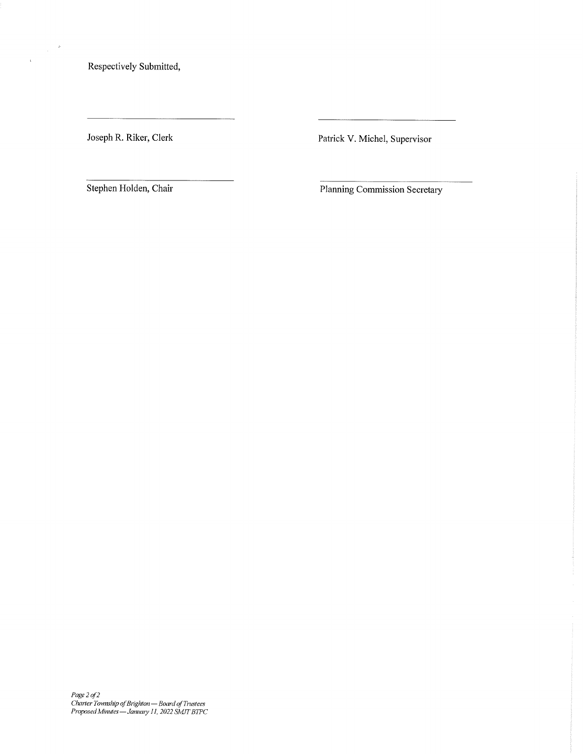Respectively Submitted,

\_\_\_\_\_\_\_\_\_\_\_\_\_\_\_\_\_\_\_\_\_\_\_\_\_\_\_\_\_\_

Joseph R. Riker, Clerk

\_\_\_\_\_\_\_\_\_\_\_\_\_\_\_\_\_\_\_\_\_\_\_\_\_\_\_\_\_\_

Patrick V. Michel, Supervisor

\_\_\_\_\_\_\_\_\_\_\_\_\_\_\_\_\_\_\_\_\_\_\_\_\_\_\_\_\_\_

Stephen Holden, Chair

\_\_\_\_\_\_\_\_\_\_\_\_\_\_\_\_\_\_\_\_\_\_\_\_\_\_\_\_\_\_

Planning Commission Secretary